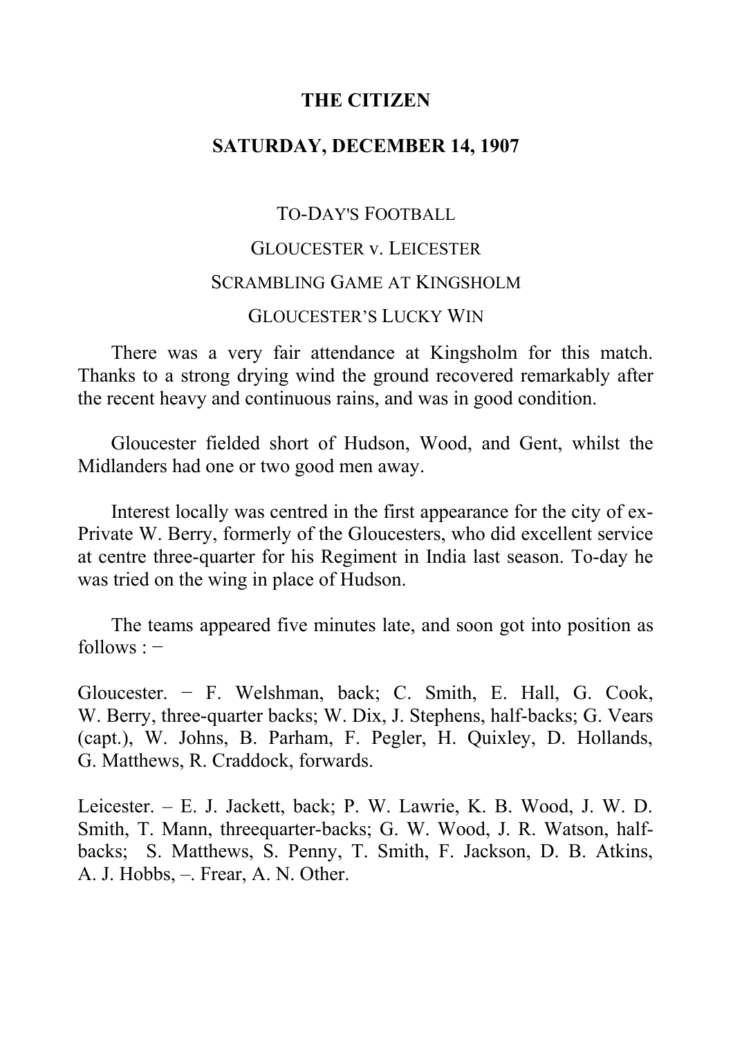**THE CITIZEN**

**SATURDAY, DECEMBER 14, 1907**

TO-DAY'S FOOTBALL

GLOUCESTER v. LEICESTER

SCRAMBLING GAME AT KINGSHOLM

GLOUCESTER'S LUCKY WIN

There was a very fair attendance at Kingsholm for this match. Thanks to a strong drying wind the ground recovered remarkably after the recent heavy and continuous rains, and was in good condition.

Gloucester fielded short of Hudson, Wood, and Gent, whilst the Midlanders had one or two good men away.

Interest locally was centred in the first appearance for the city of ex-Private W. Berry, formerly of the Gloucesters, who did excellent service at centre three-quarter for his Regiment in India last season. To-day he was tried on the wing in place of Hudson.

The teams appeared five minutes late, and soon got into position as follows : −

Gloucester. − F. Welshman, back; C. Smith, E. Hall, G. Cook, W. Berry, three-quarter backs; W. Dix, J. Stephens, half-backs; G. Vears (capt.), W. Johns, B. Parham, F. Pegler, H. Quixley, D. Hollands, G. Matthews, R. Craddock, forwards.

Leicester. – E. J. Jackett, back; P. W. Lawrie, K. B. Wood, J. W. D. Smith, T. Mann, threequarter-backs; G. W. Wood, J. R. Watson, half-backs; S. Matthews, S. Penny, T. Smith, F. Jackson, D. B. Atkins, A. J. Hobbs, –. Frear, A. N. Other.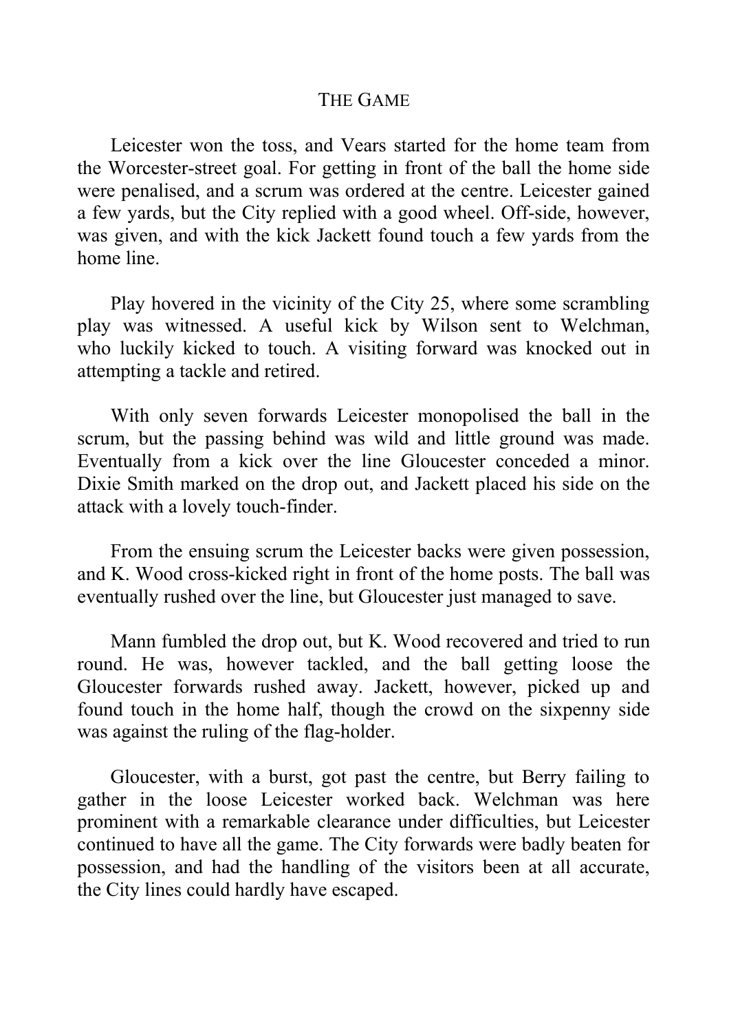## THE GAME

Leicester won the toss, and Vears started for the home team from the Worcester-street goal. For getting in front of the ball the home side were penalised, and a scrum was ordered at the centre. Leicester gained a few yards, but the City replied with a good wheel. Off-side, however, was given, and with the kick Jackett found touch a few yards from the home line.

Play hovered in the vicinity of the City 25, where some scrambling play was witnessed. A useful kick by Wilson sent to Welchman, who luckily kicked to touch. A visiting forward was knocked out in attempting a tackle and retired.

With only seven forwards Leicester monopolised the ball in the scrum, but the passing behind was wild and little ground was made. Eventually from a kick over the line Gloucester conceded a minor. Dixie Smith marked on the drop out, and Jackett placed his side on the attack with a lovely touch-finder.

From the ensuing scrum the Leicester backs were given possession, and K. Wood cross-kicked right in front of the home posts. The ball was eventually rushed over the line, but Gloucester just managed to save.

Mann fumbled the drop out, but K. Wood recovered and tried to run round. He was, however tackled, and the ball getting loose the Gloucester forwards rushed away. Jackett, however, picked up and found touch in the home half, though the crowd on the sixpenny side was against the ruling of the flag-holder.

Gloucester, with a burst, got past the centre, but Berry failing to gather in the loose Leicester worked back. Welchman was here prominent with a remarkable clearance under difficulties, but Leicester continued to have all the game. The City forwards were badly beaten for possession, and had the handling of the visitors been at all accurate, the City lines could hardly have escaped.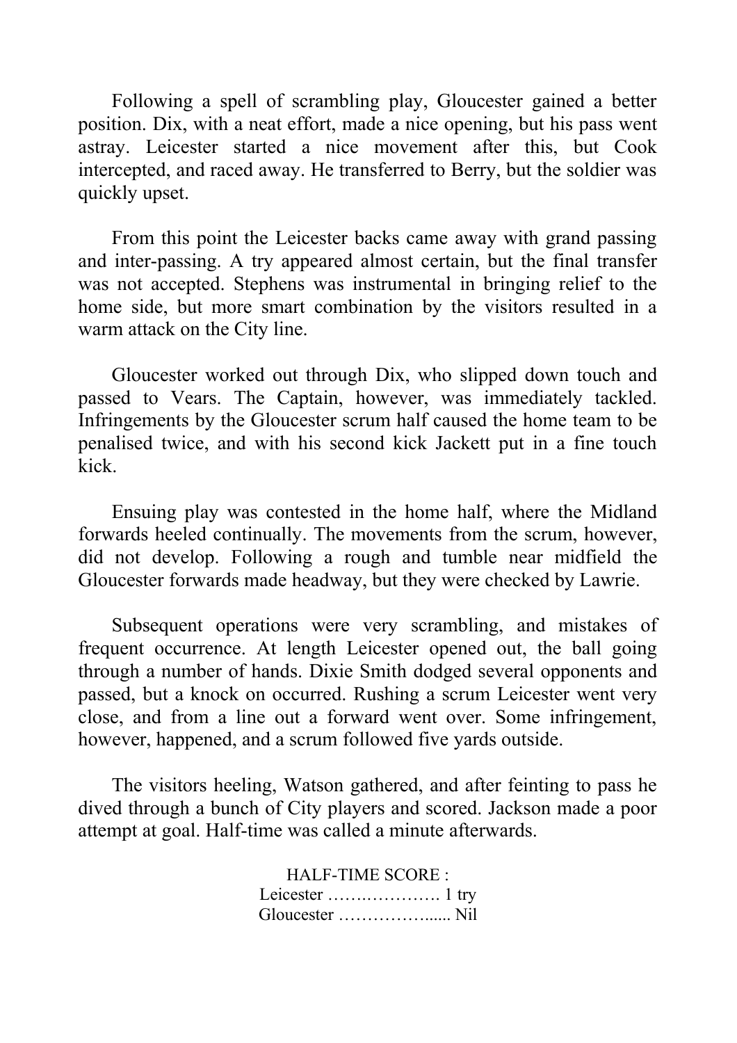Following a spell of scrambling play, Gloucester gained a better position. Dix, with a neat effort, made a nice opening, but his pass went astray. Leicester started a nice movement after this, but Cook intercepted, and raced away. He transferred to Berry, but the soldier was quickly upset.

From this point the Leicester backs came away with grand passing and inter-passing. A try appeared almost certain, but the final transfer was not accepted. Stephens was instrumental in bringing relief to the home side, but more smart combination by the visitors resulted in a warm attack on the City line.

Gloucester worked out through Dix, who slipped down touch and passed to Vears. The Captain, however, was immediately tackled. Infringements by the Gloucester scrum half caused the home team to be penalised twice, and with his second kick Jackett put in a fine touch kick.

Ensuing play was contested in the home half, where the Midland forwards heeled continually. The movements from the scrum, however, did not develop. Following a rough and tumble near midfield the Gloucester forwards made headway, but they were checked by Lawrie.

Subsequent operations were very scrambling, and mistakes of frequent occurrence. At length Leicester opened out, the ball going through a number of hands. Dixie Smith dodged several opponents and passed, but a knock on occurred. Rushing a scrum Leicester went very close, and from a line out a forward went over. Some infringement, however, happened, and a scrum followed five yards outside.

The visitors heeling, Watson gathered, and after feinting to pass he dived through a bunch of City players and scored. Jackson made a poor attempt at goal. Half-time was called a minute afterwards.

HALF-TIME SCORE :
Leicester …….…………. 1 try
Gloucester …………….…. Nil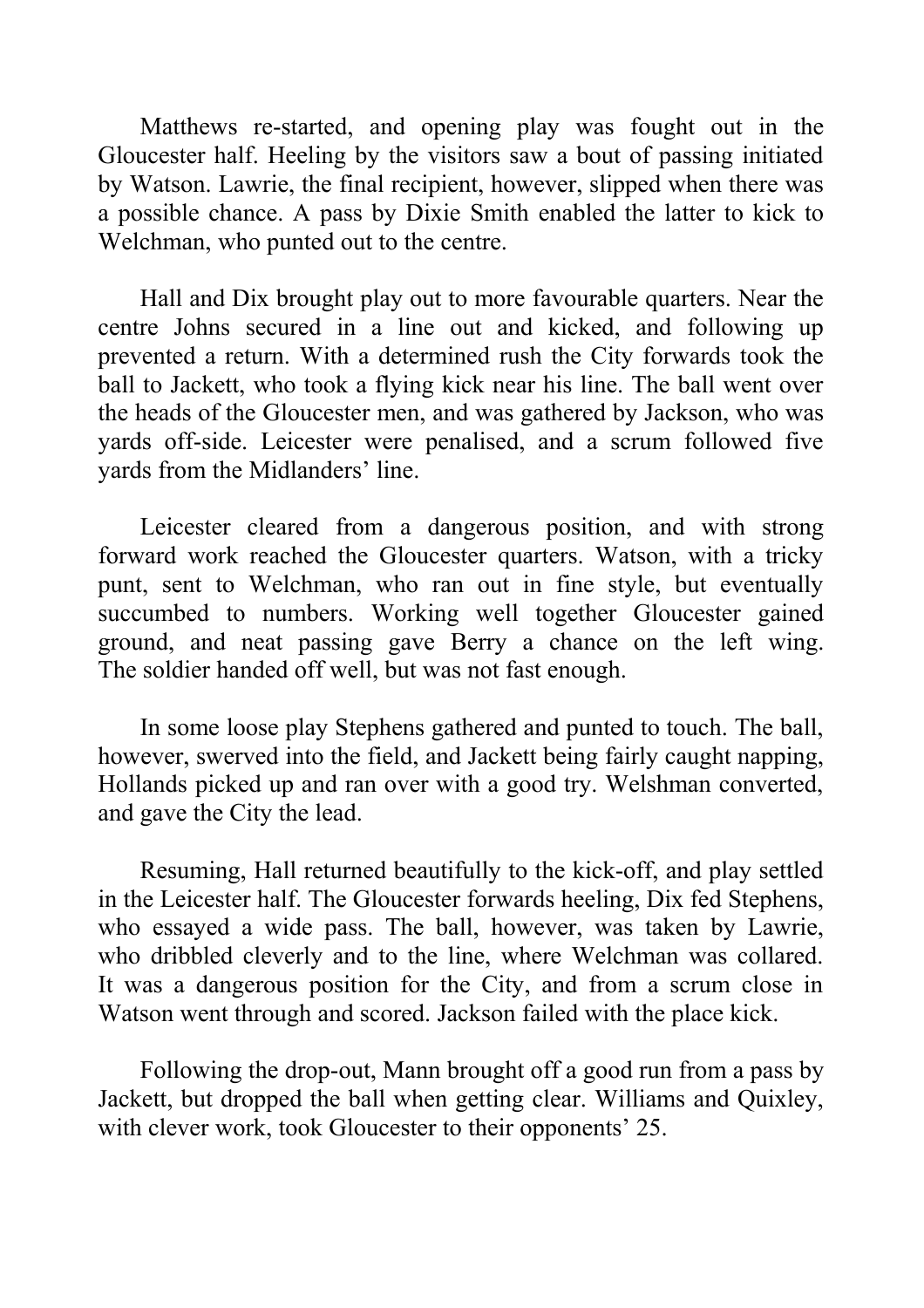Matthews re-started, and opening play was fought out in the Gloucester half. Heeling by the visitors saw a bout of passing initiated by Watson. Lawrie, the final recipient, however, slipped when there was a possible chance. A pass by Dixie Smith enabled the latter to kick to Welchman, who punted out to the centre.

Hall and Dix brought play out to more favourable quarters. Near the centre Johns secured in a line out and kicked, and following up prevented a return. With a determined rush the City forwards took the ball to Jackett, who took a flying kick near his line. The ball went over the heads of the Gloucester men, and was gathered by Jackson, who was yards off-side. Leicester were penalised, and a scrum followed five yards from the Midlanders' line.

Leicester cleared from a dangerous position, and with strong forward work reached the Gloucester quarters. Watson, with a tricky punt, sent to Welchman, who ran out in fine style, but eventually succumbed to numbers. Working well together Gloucester gained ground, and neat passing gave Berry a chance on the left wing. The soldier handed off well, but was not fast enough.

In some loose play Stephens gathered and punted to touch. The ball, however, swerved into the field, and Jackett being fairly caught napping, Hollands picked up and ran over with a good try. Welshman converted, and gave the City the lead.

Resuming, Hall returned beautifully to the kick-off, and play settled in the Leicester half. The Gloucester forwards heeling, Dix fed Stephens, who essayed a wide pass. The ball, however, was taken by Lawrie, who dribbled cleverly and to the line, where Welchman was collared. It was a dangerous position for the City, and from a scrum close in Watson went through and scored. Jackson failed with the place kick.

Following the drop-out, Mann brought off a good run from a pass by Jackett, but dropped the ball when getting clear. Williams and Quixley, with clever work, took Gloucester to their opponents' 25.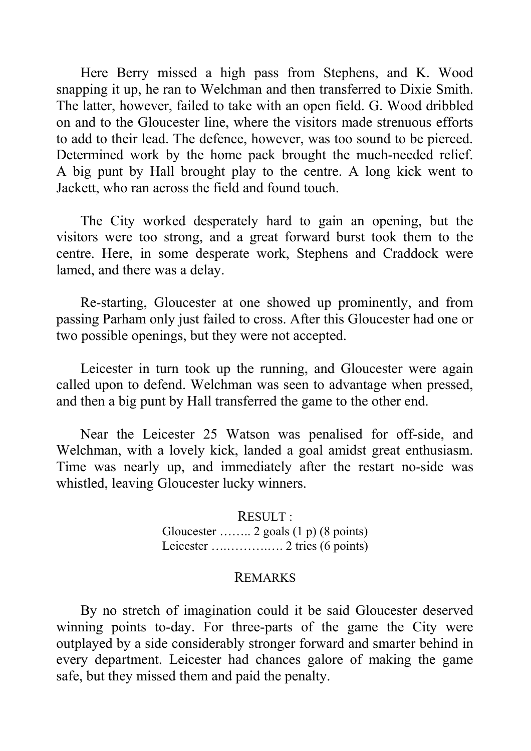Here Berry missed a high pass from Stephens, and K. Wood snapping it up, he ran to Welchman and then transferred to Dixie Smith. The latter, however, failed to take with an open field. G. Wood dribbled on and to the Gloucester line, where the visitors made strenuous efforts to add to their lead. The defence, however, was too sound to be pierced. Determined work by the home pack brought the much-needed relief. A big punt by Hall brought play to the centre. A long kick went to Jackett, who ran across the field and found touch.

The City worked desperately hard to gain an opening, but the visitors were too strong, and a great forward burst took them to the centre. Here, in some desperate work, Stephens and Craddock were lamed, and there was a delay.

Re-starting, Gloucester at one showed up prominently, and from passing Parham only just failed to cross. After this Gloucester had one or two possible openings, but they were not accepted.

Leicester in turn took up the running, and Gloucester were again called upon to defend. Welchman was seen to advantage when pressed, and then a big punt by Hall transferred the game to the other end.

Near the Leicester 25 Watson was penalised for off-side, and Welchman, with a lovely kick, landed a goal amidst great enthusiasm. Time was nearly up, and immediately after the restart no-side was whistled, leaving Gloucester lucky winners.

RESULT :

Gloucester …….. 2 goals (1 p) (8 points)
Leicester ….……..…. 2 tries (6 points)

REMARKS

By no stretch of imagination could it be said Gloucester deserved winning points to-day. For three-parts of the game the City were outplayed by a side considerably stronger forward and smarter behind in every department. Leicester had chances galore of making the game safe, but they missed them and paid the penalty.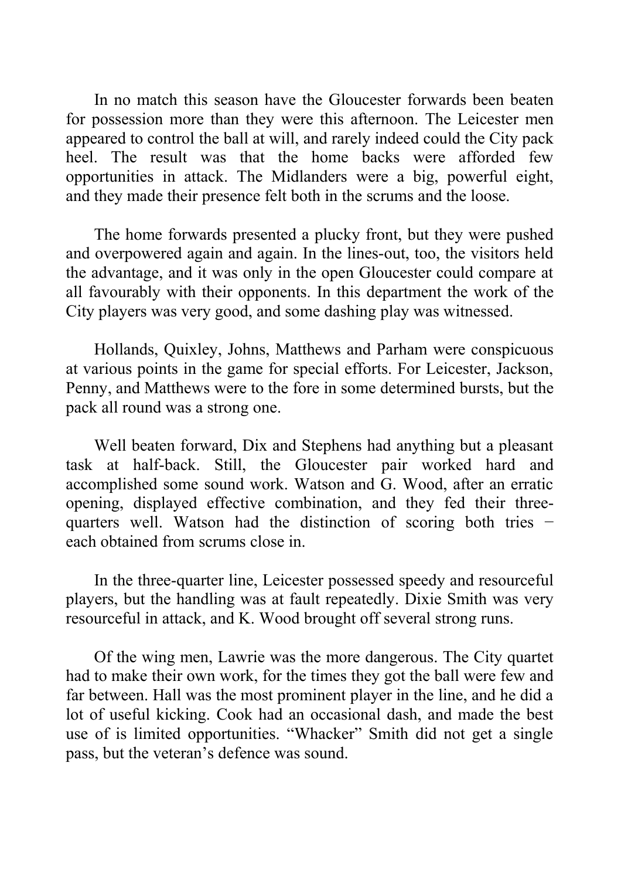In no match this season have the Gloucester forwards been beaten for possession more than they were this afternoon. The Leicester men appeared to control the ball at will, and rarely indeed could the City pack heel. The result was that the home backs were afforded few opportunities in attack. The Midlanders were a big, powerful eight, and they made their presence felt both in the scrums and the loose.

The home forwards presented a plucky front, but they were pushed and overpowered again and again. In the lines-out, too, the visitors held the advantage, and it was only in the open Gloucester could compare at all favourably with their opponents. In this department the work of the City players was very good, and some dashing play was witnessed.

Hollands, Quixley, Johns, Matthews and Parham were conspicuous at various points in the game for special efforts. For Leicester, Jackson, Penny, and Matthews were to the fore in some determined bursts, but the pack all round was a strong one.

Well beaten forward, Dix and Stephens had anything but a pleasant task at half-back. Still, the Gloucester pair worked hard and accomplished some sound work. Watson and G. Wood, after an erratic opening, displayed effective combination, and they fed their three-quarters well. Watson had the distinction of scoring both tries − each obtained from scrums close in.

In the three-quarter line, Leicester possessed speedy and resourceful players, but the handling was at fault repeatedly. Dixie Smith was very resourceful in attack, and K. Wood brought off several strong runs.

Of the wing men, Lawrie was the more dangerous. The City quartet had to make their own work, for the times they got the ball were few and far between. Hall was the most prominent player in the line, and he did a lot of useful kicking. Cook had an occasional dash, and made the best use of is limited opportunities. "Whacker" Smith did not get a single pass, but the veteran's defence was sound.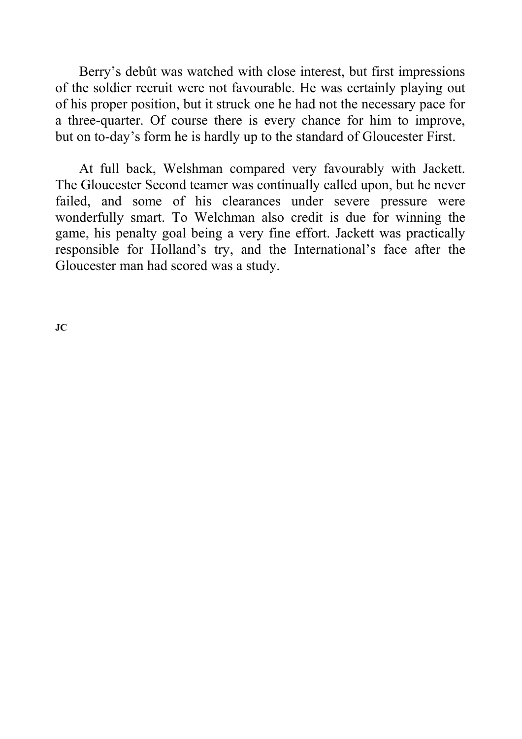Berry's debût was watched with close interest, but first impressions of the soldier recruit were not favourable. He was certainly playing out of his proper position, but it struck one he had not the necessary pace for a three-quarter. Of course there is every chance for him to improve, but on to-day's form he is hardly up to the standard of Gloucester First.

At full back, Welshman compared very favourably with Jackett. The Gloucester Second teamer was continually called upon, but he never failed, and some of his clearances under severe pressure were wonderfully smart. To Welchman also credit is due for winning the game, his penalty goal being a very fine effort. Jackett was practically responsible for Holland's try, and the International's face after the Gloucester man had scored was a study.

**JC**